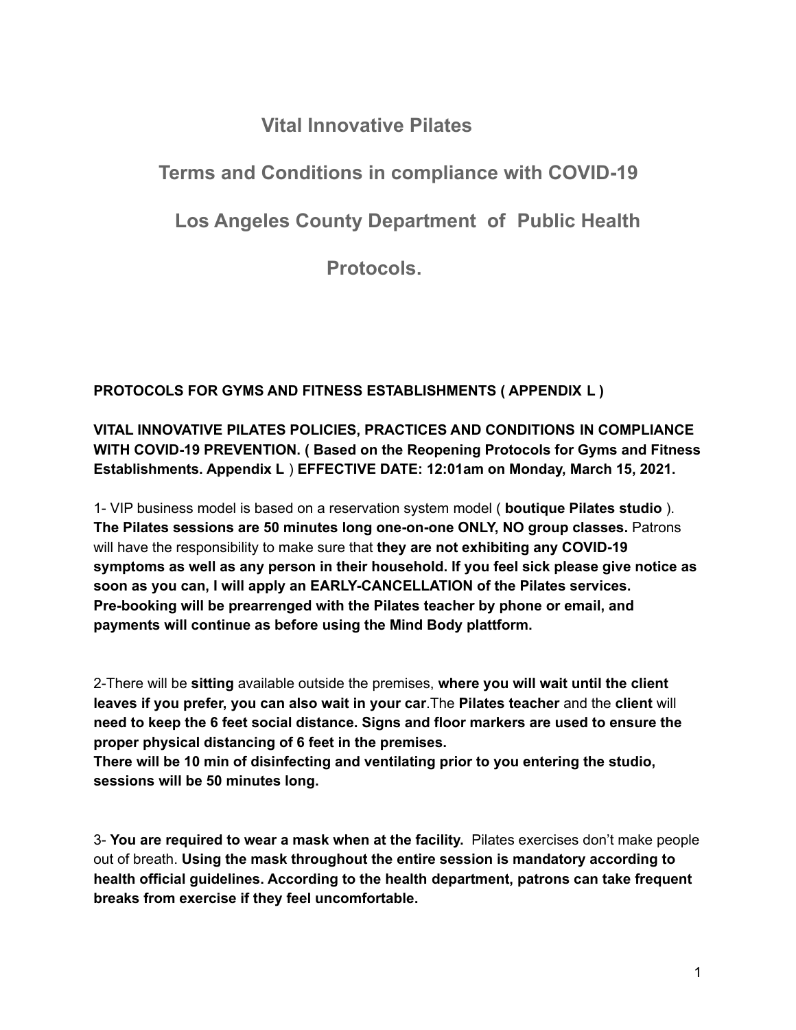# Vital Innovative Pilates

## Terms and Conditions in compliance with COVID-19

## Los Angeles County Department of Public Health

## Protocols.

**PROTOCOLS FOR GYMS AND FITNESS ESTABLISHMENTS ( APPENDIX L )**

**VITAL INNOVATIVE PILATES POLICIES, PRACTICES AND CONDITIONS IN COMPLIANCE WITH COVID-19 PREVENTION. ( Based on the Reopening Protocols for Gyms and Fitness Establishments. Appendix L ) EFFECTIVE DATE: 12:01am on Monday, March 15, 2021.**

1- VIP business model is based on a reservation system model ( **boutique Pilates studio** ). **The Pilates sessions are 50 minutes long one-on-one ONLY, NO group classes.** Patrons will have the responsibility to make sure that **they are not exhibiting any COVID-19 symptoms as well as any person in their household. If you feel sick please give notice as soon as you can, I will apply an EARLY-CANCELLATION of the Pilates services. Pre-booking will be prearrenged with the Pilates teacher by phone or email, and payments will continue as before using the Mind Body plattform.**

2-There will be **sitting** available outside the premises, **where you will wait until the client leaves if you prefer, you can also wait in your car**.The **Pilates teacher** and the **client** will **need to keep the 6 feet social distance. Signs and floor markers are used to ensure the proper physical distancing of 6 feet in the premises.**
**There will be 10 min of disinfecting and ventilating prior to you entering the studio, sessions will be 50 minutes long.**

3- **You are required to wear a mask when at the facility.** Pilates exercises don't make people out of breath. **Using the mask throughout the entire session is mandatory according to health official guidelines. According to the health department, patrons can take frequent breaks from exercise if they feel uncomfortable.**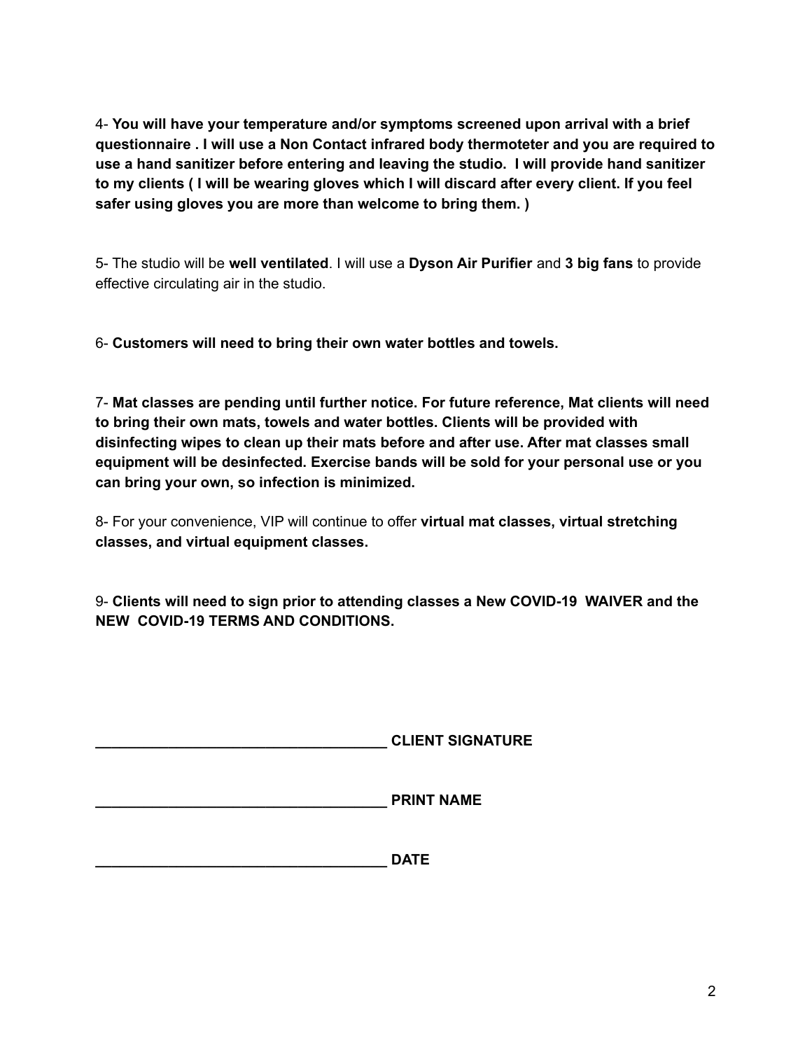4- **You will have your temperature and/or symptoms screened upon arrival with a brief questionnaire . I will use a Non Contact infrared body thermoteter and you are required to use a hand sanitizer before entering and leaving the studio. I will provide hand sanitizer to my clients ( I will be wearing gloves which I will discard after every client. If you feel safer using gloves you are more than welcome to bring them. )**

5- The studio will be **well ventilated**. I will use a **Dyson Air Purifier** and **3 big fans** to provide effective circulating air in the studio.

6- **Customers will need to bring their own water bottles and towels.**

7- **Mat classes are pending until further notice. For future reference, Mat clients will need to bring their own mats, towels and water bottles. Clients will be provided with disinfecting wipes to clean up their mats before and after use. After mat classes small equipment will be desinfected. Exercise bands will be sold for your personal use or you can bring your own, so infection is minimized.**

8- For your convenience, VIP will continue to offer **virtual mat classes, virtual stretching classes, and virtual equipment classes.**

9- **Clients will need to sign prior to attending classes a New COVID-19 WAIVER and the NEW COVID-19 TERMS AND CONDITIONS.**

____________________________________ **CLIENT SIGNATURE**

____________________________________ **PRINT NAME**

____________________________________ **DATE**